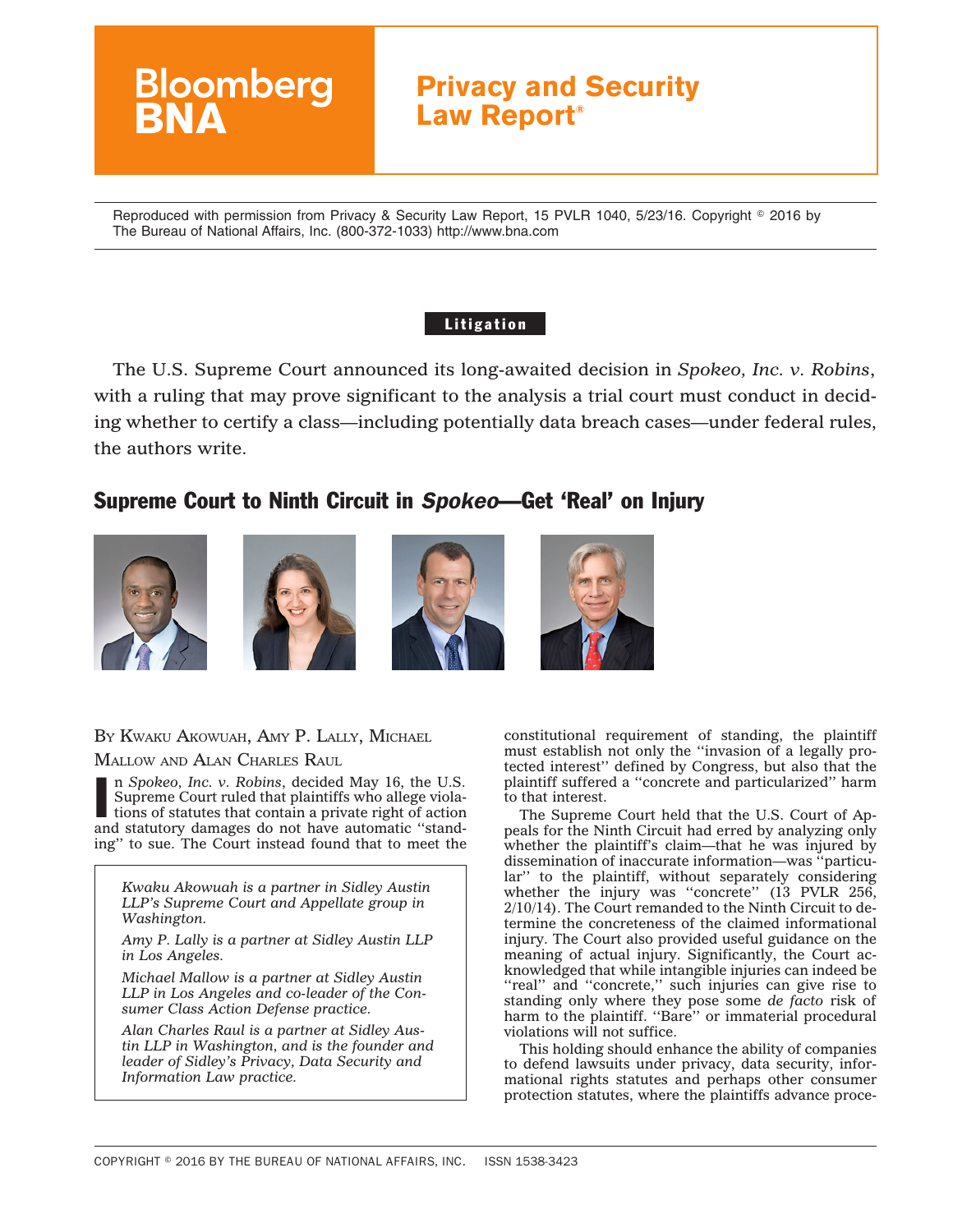# Bloomberg BNA

## Privacy and Security Law Report®

Reproduced with permission from Privacy & Security Law Report, 15 PVLR 1040, 5/23/16. Copyright © 2016 by The Bureau of National Affairs, Inc. (800-372-1033) http://www.bna.com

**Litigation**

The U.S. Supreme Court announced its long-awaited decision in *Spokeo, Inc. v. Robins*, with a ruling that may prove significant to the analysis a trial court must conduct in deciding whether to certify a class—including potentially data breach cases—under federal rules, the authors write.

## Supreme Court to Ninth Circuit in *Spokeo*—Get 'Real' on Injury

By Kwaku Akowuah, Amy P. Lally, Michael Mallow and Alan Charles Raul

In *Spokeo, Inc. v. Robins*, decided May 16, the U.S. Supreme Court ruled that plaintiffs who allege violations of statutes that contain a private right of action and statutory damages do not have automatic ''standing'' to sue. The Court instead found that to meet the constitutional requirement of standing, the plaintiff must establish not only the ''invasion of a legally protected interest'' defined by Congress, but also that the plaintiff suffered a ''concrete and particularized'' harm to that interest.

*Kwaku Akowuah is a partner in Sidley Austin LLP's Supreme Court and Appellate group in Washington.*

*Amy P. Lally is a partner at Sidley Austin LLP in Los Angeles.*

*Michael Mallow is a partner at Sidley Austin LLP in Los Angeles and co-leader of the Consumer Class Action Defense practice.*

*Alan Charles Raul is a partner at Sidley Austin LLP in Washington, and is the founder and leader of Sidley's Privacy, Data Security and Information Law practice.*

The Supreme Court held that the U.S. Court of Appeals for the Ninth Circuit had erred by analyzing only whether the plaintiff's claim—that he was injured by dissemination of inaccurate information—was ''particular'' to the plaintiff, without separately considering whether the injury was ''concrete'' (13 PVLR 256, 2/10/14). The Court remanded to the Ninth Circuit to determine the concreteness of the claimed informational injury. The Court also provided useful guidance on the meaning of actual injury. Significantly, the Court acknowledged that while intangible injuries can indeed be ''real'' and ''concrete,'' such injuries can give rise to standing only where they pose some *de facto* risk of harm to the plaintiff. ''Bare'' or immaterial procedural violations will not suffice.

This holding should enhance the ability of companies to defend lawsuits under privacy, data security, informational rights statutes and perhaps other consumer protection statutes, where the plaintiffs advance proce-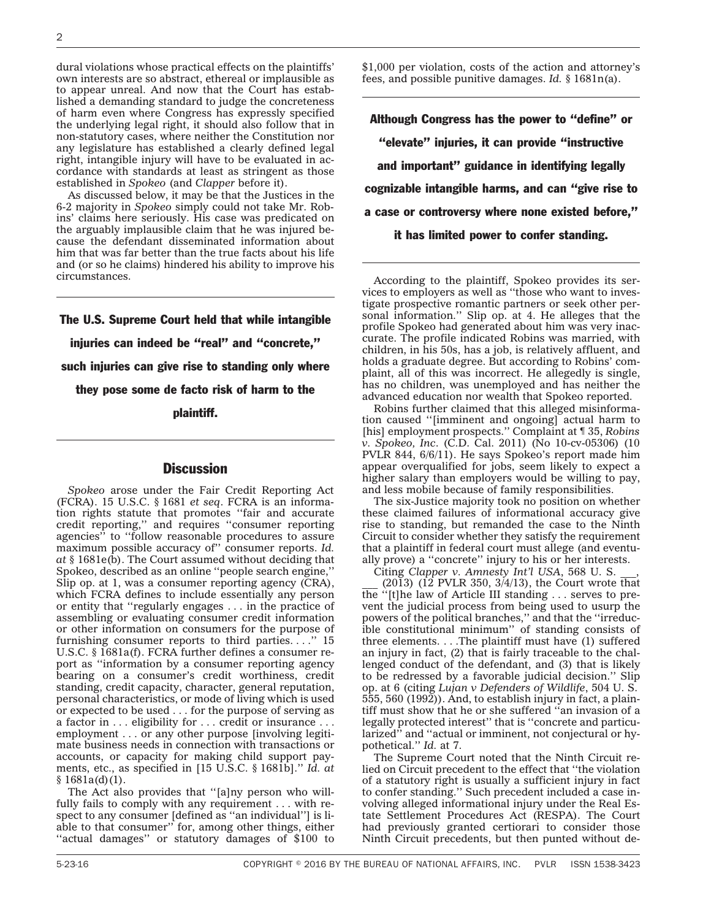dural violations whose practical effects on the plaintiffs' own interests are so abstract, ethereal or implausible as to appear unreal. And now that the Court has established a demanding standard to judge the concreteness of harm even where Congress has expressly specified the underlying legal right, it should also follow that in non-statutory cases, where neither the Constitution nor any legislature has established a clearly defined legal right, intangible injury will have to be evaluated in accordance with standards at least as stringent as those established in *Spokeo* (and *Clapper* before it).

As discussed below, it may be that the Justices in the 6-2 majority in *Spokeo* simply could not take Mr. Robins' claims here seriously. His case was predicated on the arguably implausible claim that he was injured because the defendant disseminated information about him that was far better than the true facts about his life and (or so he claims) hindered his ability to improve his circumstances.

**The U.S. Supreme Court held that while intangible injuries can indeed be ''real'' and ''concrete,'' such injuries can give rise to standing only where they pose some de facto risk of harm to the plaintiff.**

## Discussion

*Spokeo* arose under the Fair Credit Reporting Act (FCRA). 15 U.S.C. § 1681 *et seq*. FCRA is an information rights statute that promotes ''fair and accurate credit reporting,'' and requires ''consumer reporting agencies'' to ''follow reasonable procedures to assure maximum possible accuracy of'' consumer reports. *Id. at* § 1681e(b). The Court assumed without deciding that Spokeo, described as an online ''people search engine,'' Slip op. at 1, was a consumer reporting agency (CRA), which FCRA defines to include essentially any person or entity that ''regularly engages . . . in the practice of assembling or evaluating consumer credit information or other information on consumers for the purpose of furnishing consumer reports to third parties. . . .'' 15 U.S.C. § 1681a(f). FCRA further defines a consumer report as ''information by a consumer reporting agency bearing on a consumer's credit worthiness, credit standing, credit capacity, character, general reputation, personal characteristics, or mode of living which is used or expected to be used . . . for the purpose of serving as a factor in . . . eligibility for . . . credit or insurance . . . employment . . . or any other purpose [involving legitimate business needs in connection with transactions or accounts, or capacity for making child support payments, etc., as specified in [15 U.S.C. § 1681b].'' *Id. at* § 1681a(d)(1).

The Act also provides that ''[a]ny person who willfully fails to comply with any requirement . . . with respect to any consumer [defined as ''an individual''] is liable to that consumer'' for, among other things, either ''actual damages'' or statutory damages of $100 to $1,000 per violation, costs of the action and attorney's fees, and possible punitive damages. *Id.* § 1681n(a).

**Although Congress has the power to ''define'' or ''elevate'' injuries, it can provide ''instructive and important'' guidance in identifying legally cognizable intangible harms, and can ''give rise to a case or controversy where none existed before,'' it has limited power to confer standing.**

According to the plaintiff, Spokeo provides its services to employers as well as ''those who want to investigate prospective romantic partners or seek other personal information.'' Slip op. at 4. He alleges that the profile Spokeo had generated about him was very inaccurate. The profile indicated Robins was married, with children, in his 50s, has a job, is relatively affluent, and holds a graduate degree. But according to Robins' complaint, all of this was incorrect. He allegedly is single, has no children, was unemployed and has neither the advanced education nor wealth that Spokeo reported.

Robins further claimed that this alleged misinformation caused ''[imminent and ongoing] actual harm to [his] employment prospects.'' Complaint at ¶ 35, *Robins v. Spokeo, Inc.* (C.D. Cal. 2011) (No 10-cv-05306) (10 PVLR 844, 6/6/11). He says Spokeo's report made him appear overqualified for jobs, seem likely to expect a higher salary than employers would be willing to pay, and less mobile because of family responsibilities.

The six-Justice majority took no position on whether these claimed failures of informational accuracy give rise to standing, but remanded the case to the Ninth Circuit to consider whether they satisfy the requirement that a plaintiff in federal court must allege (and eventually prove) a ''concrete'' injury to his or her interests.

Citing *Clapper v. Amnesty Int'l USA*, 568 U. S. \_\_\_, \_\_\_ (2013) (12 PVLR 350, 3/4/13), the Court wrote that the ''[t]he law of Article III standing . . . serves to prevent the judicial process from being used to usurp the powers of the political branches,'' and that the ''irreducible constitutional minimum'' of standing consists of three elements. . . .The plaintiff must have (1) suffered an injury in fact, (2) that is fairly traceable to the challenged conduct of the defendant, and (3) that is likely to be redressed by a favorable judicial decision.'' Slip op. at 6 (citing *Lujan v Defenders of Wildlife*, 504 U. S. 555, 560 (1992)). And, to establish injury in fact, a plaintiff must show that he or she suffered ''an invasion of a legally protected interest'' that is ''concrete and particularized'' and ''actual or imminent, not conjectural or hypothetical.'' *Id.* at 7.

The Supreme Court noted that the Ninth Circuit relied on Circuit precedent to the effect that ''the violation of a statutory right is usually a sufficient injury in fact to confer standing.'' Such precedent included a case involving alleged informational injury under the Real Estate Settlement Procedures Act (RESPA). The Court had previously granted certiorari to consider those Ninth Circuit precedents, but then punted without de-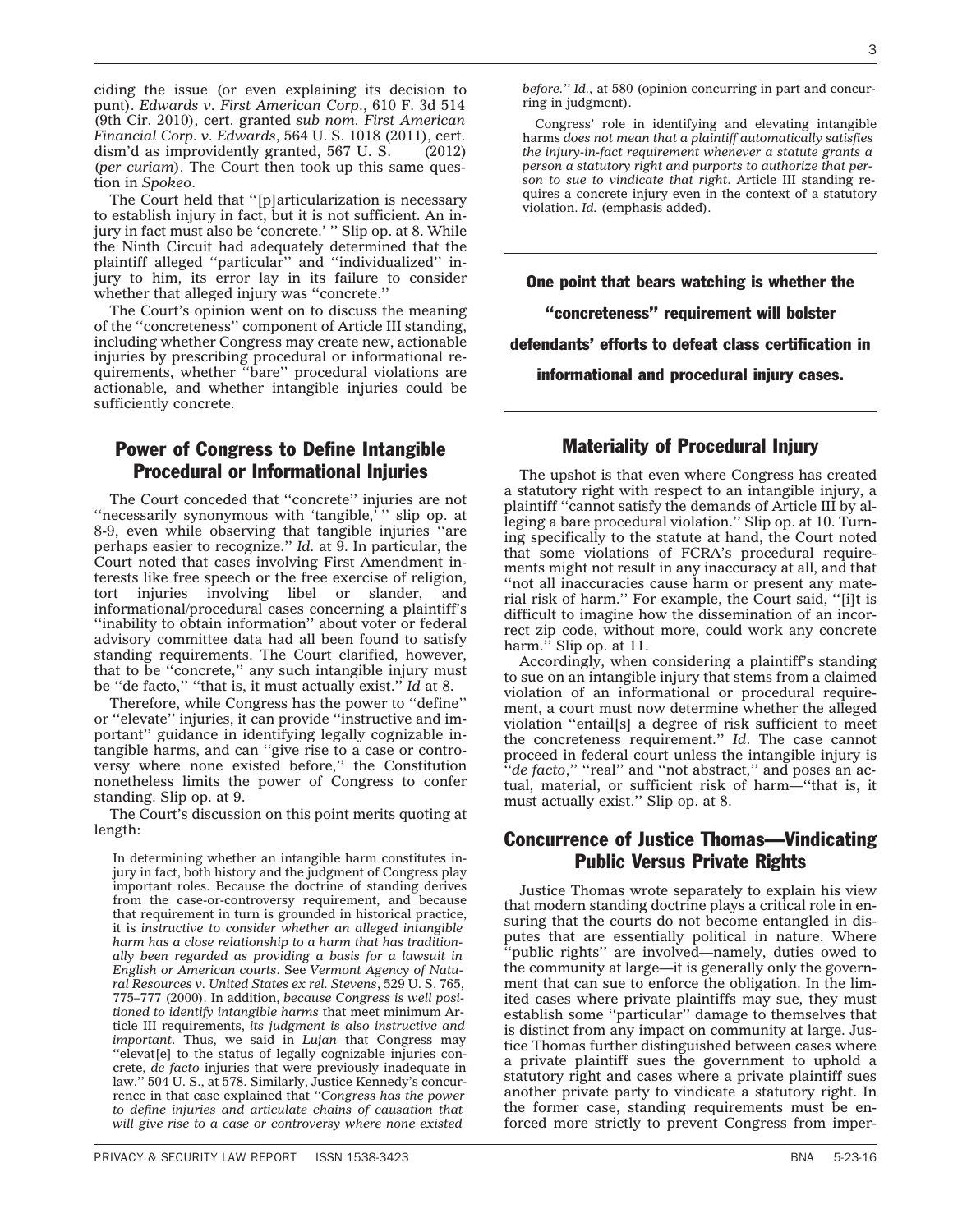ciding the issue (or even explaining its decision to punt). *Edwards v. First American Corp*., 610 F. 3d 514 (9th Cir. 2010), cert. granted *sub nom. First American Financial Corp. v. Edwards*, 564 U. S. 1018 (2011), cert. dism'd as improvidently granted, 567 U. S. \_\_ (2012) (*per curiam*). The Court then took up this same question in *Spokeo*.

The Court held that ''[p]articularization is necessary to establish injury in fact, but it is not sufficient. An injury in fact must also be 'concrete.' '' Slip op. at 8. While the Ninth Circuit had adequately determined that the plaintiff alleged ''particular'' and ''individualized'' injury to him, its error lay in its failure to consider whether that alleged injury was ''concrete.''

The Court's opinion went on to discuss the meaning of the ''concreteness'' component of Article III standing, including whether Congress may create new, actionable injuries by prescribing procedural or informational requirements, whether ''bare'' procedural violations are actionable, and whether intangible injuries could be sufficiently concrete.

## Power of Congress to Define Intangible Procedural or Informational Injuries

The Court conceded that ''concrete'' injuries are not ''necessarily synonymous with 'tangible,' '' slip op. at 8-9, even while observing that tangible injuries ''are perhaps easier to recognize.'' *Id.* at 9. In particular, the Court noted that cases involving First Amendment interests like free speech or the free exercise of religion, tort injuries involving libel or slander, and informational/procedural cases concerning a plaintiff's ''inability to obtain information'' about voter or federal advisory committee data had all been found to satisfy standing requirements. The Court clarified, however, that to be ''concrete,'' any such intangible injury must be ''de facto,'' ''that is, it must actually exist.'' *Id* at 8.

Therefore, while Congress has the power to ''define'' or ''elevate'' injuries, it can provide ''instructive and important'' guidance in identifying legally cognizable intangible harms, and can ''give rise to a case or controversy where none existed before,'' the Constitution nonetheless limits the power of Congress to confer standing. Slip op. at 9.

The Court's discussion on this point merits quoting at length:

> In determining whether an intangible harm constitutes injury in fact, both history and the judgment of Congress play important roles. Because the doctrine of standing derives from the case-or-controversy requirement, and because that requirement in turn is grounded in historical practice, it is *instructive to consider whether an alleged intangible harm has a close relationship to a harm that has traditionally been regarded as providing a basis for a lawsuit in English or American courts*. See *Vermont Agency of Natural Resources v. United States ex rel. Stevens*, 529 U. S. 765, 775–777 (2000). In addition, *because Congress is well positioned to identify intangible harms* that meet minimum Article III requirements, *its judgment is also instructive and important*. Thus, we said in *Lujan* that Congress may ''elevat[e] to the status of legally cognizable injuries concrete, *de facto* injuries that were previously inadequate in law.'' 504 U. S., at 578. Similarly, Justice Kennedy's concurrence in that case explained that *''Congress has the power to define injuries and articulate chains of causation that will give rise to a case or controversy where none existed before.'' Id.*, at 580 (opinion concurring in part and concurring in judgment).
>
> Congress' role in identifying and elevating intangible harms *does not mean that a plaintiff automatically satisfies the injury-in-fact requirement whenever a statute grants a person a statutory right and purports to authorize that person to sue to vindicate that right.* Article III standing requires a concrete injury even in the context of a statutory violation. *Id.* (emphasis added).

**One point that bears watching is whether the ''concreteness'' requirement will bolster defendants' efforts to defeat class certification in informational and procedural injury cases.**

## Materiality of Procedural Injury

The upshot is that even where Congress has created a statutory right with respect to an intangible injury, a plaintiff ''cannot satisfy the demands of Article III by alleging a bare procedural violation.'' Slip op. at 10. Turning specifically to the statute at hand, the Court noted that some violations of FCRA's procedural requirements might not result in any inaccuracy at all, and that ''not all inaccuracies cause harm or present any material risk of harm.'' For example, the Court said, ''[i]t is difficult to imagine how the dissemination of an incorrect zip code, without more, could work any concrete harm.'' Slip op. at 11.

Accordingly, when considering a plaintiff's standing to sue on an intangible injury that stems from a claimed violation of an informational or procedural requirement, a court must now determine whether the alleged violation ''entail[s] a degree of risk sufficient to meet the concreteness requirement.'' *Id*. The case cannot proceed in federal court unless the intangible injury is ''*de facto*,'' ''real'' and ''not abstract,'' and poses an actual, material, or sufficient risk of harm—''that is, it must actually exist.'' Slip op. at 8.

## Concurrence of Justice Thomas—Vindicating Public Versus Private Rights

Justice Thomas wrote separately to explain his view that modern standing doctrine plays a critical role in ensuring that the courts do not become entangled in disputes that are essentially political in nature. Where ''public rights'' are involved—namely, duties owed to the community at large—it is generally only the government that can sue to enforce the obligation. In the limited cases where private plaintiffs may sue, they must establish some ''particular'' damage to themselves that is distinct from any impact on community at large. Justice Thomas further distinguished between cases where a private plaintiff sues the government to uphold a statutory right and cases where a private plaintiff sues another private party to vindicate a statutory right. In the former case, standing requirements must be enforced more strictly to prevent Congress from imper-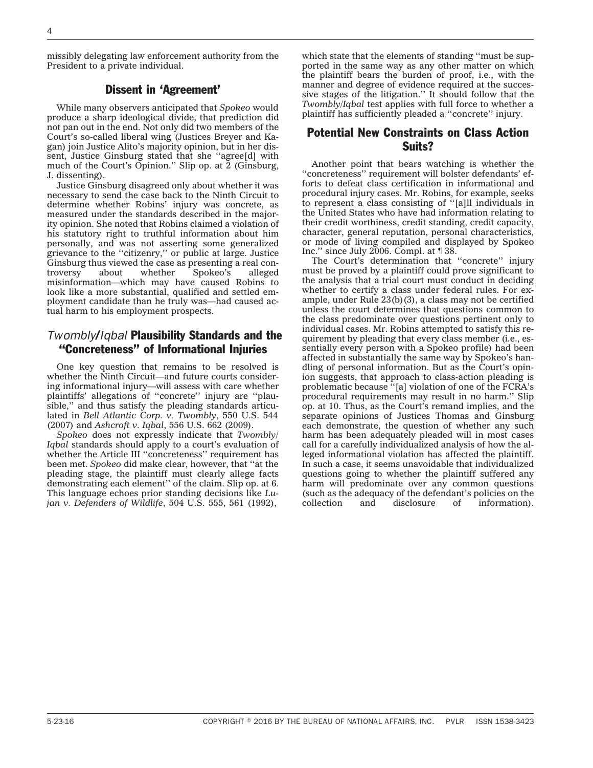missibly delegating law enforcement authority from the President to a private individual.

## Dissent in 'Agreement'

While many observers anticipated that *Spokeo* would produce a sharp ideological divide, that prediction did not pan out in the end. Not only did two members of the Court's so-called liberal wing (Justices Breyer and Kagan) join Justice Alito's majority opinion, but in her dissent, Justice Ginsburg stated that she ''agree[d] with much of the Court's Opinion.'' Slip op. at 2 (Ginsburg, J. dissenting).

Justice Ginsburg disagreed only about whether it was necessary to send the case back to the Ninth Circuit to determine whether Robins' injury was concrete, as measured under the standards described in the majority opinion. She noted that Robins claimed a violation of his statutory right to truthful information about him personally, and was not asserting some generalized grievance to the ''citizenry,'' or public at large. Justice Ginsburg thus viewed the case as presenting a real controversy about whether Spokeo's alleged misinformation—which may have caused Robins to look like a more substantial, qualified and settled employment candidate than he truly was—had caused actual harm to his employment prospects.

## *Twombly/Iqbal* Plausibility Standards and the ''Concreteness'' of Informational Injuries

One key question that remains to be resolved is whether the Ninth Circuit—and future courts considering informational injury—will assess with care whether plaintiffs' allegations of ''concrete'' injury are ''plausible,'' and thus satisfy the pleading standards articulated in *Bell Atlantic Corp. v. Twombly*, 550 U.S. 544 (2007) and *Ashcroft v. Iqbal*, 556 U.S. 662 (2009).

*Spokeo* does not expressly indicate that *Twombly/Iqbal* standards should apply to a court's evaluation of whether the Article III ''concreteness'' requirement has been met. *Spokeo* did make clear, however, that ''at the pleading stage, the plaintiff must clearly allege facts demonstrating each element'' of the claim. Slip op. at 6. This language echoes prior standing decisions like *Lujan v. Defenders of Wildlife*, 504 U.S. 555, 561 (1992), which state that the elements of standing ''must be supported in the same way as any other matter on which the plaintiff bears the burden of proof, i.e., with the manner and degree of evidence required at the successive stages of the litigation.'' It should follow that the *Twombly/Iqbal* test applies with full force to whether a plaintiff has sufficiently pleaded a ''concrete'' injury.

## Potential New Constraints on Class Action Suits?

Another point that bears watching is whether the ''concreteness'' requirement will bolster defendants' efforts to defeat class certification in informational and procedural injury cases. Mr. Robins, for example, seeks to represent a class consisting of ''[a]ll individuals in the United States who have had information relating to their credit worthiness, credit standing, credit capacity, character, general reputation, personal characteristics, or mode of living compiled and displayed by Spokeo Inc.'' since July 2006. Compl. at ¶ 38.

The Court's determination that ''concrete'' injury must be proved by a plaintiff could prove significant to the analysis that a trial court must conduct in deciding whether to certify a class under federal rules. For example, under Rule 23(b)(3), a class may not be certified unless the court determines that questions common to the class predominate over questions pertinent only to individual cases. Mr. Robins attempted to satisfy this requirement by pleading that every class member (i.e., essentially every person with a Spokeo profile) had been affected in substantially the same way by Spokeo's handling of personal information. But as the Court's opinion suggests, that approach to class-action pleading is problematic because ''[a] violation of one of the FCRA's procedural requirements may result in no harm.'' Slip op. at 10. Thus, as the Court's remand implies, and the separate opinions of Justices Thomas and Ginsburg each demonstrate, the question of whether any such harm has been adequately pleaded will in most cases call for a carefully individualized analysis of how the alleged informational violation has affected the plaintiff. In such a case, it seems unavoidable that individualized questions going to whether the plaintiff suffered any harm will predominate over any common questions (such as the adequacy of the defendant's policies on the collection and disclosure of information).